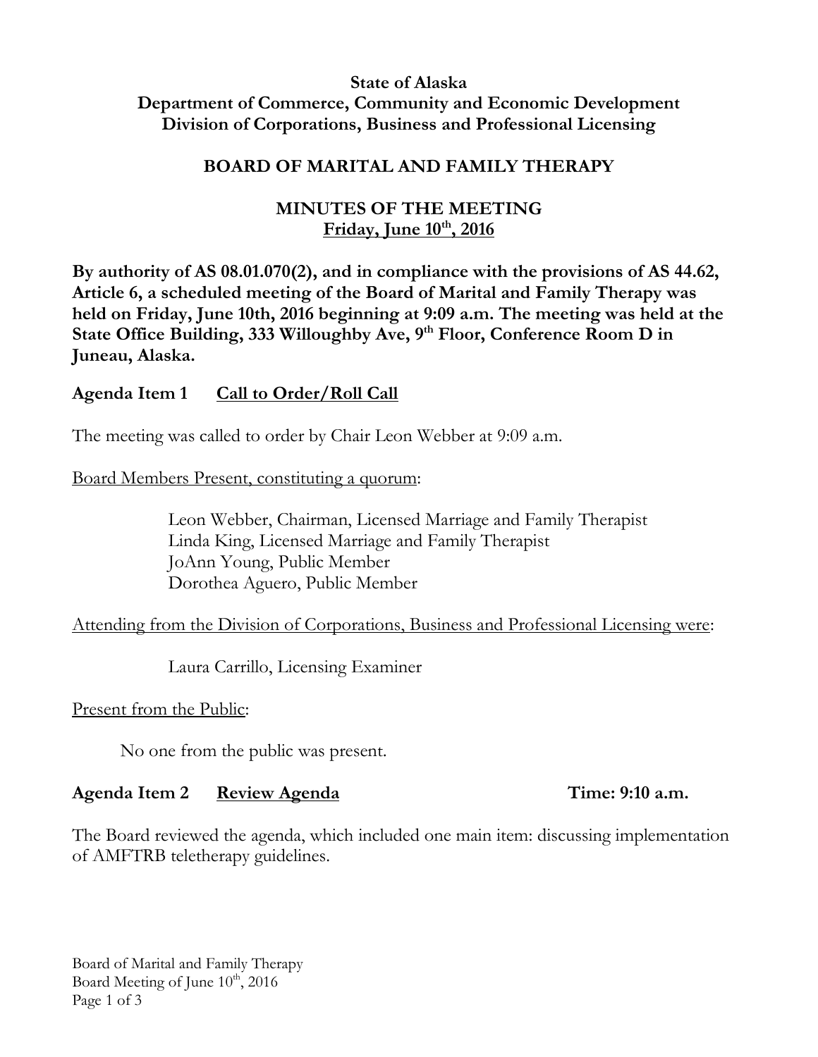**State of Alaska**
**Department of Commerce, Community and Economic Development**
**Division of Corporations, Business and Professional Licensing**

# BOARD OF MARITAL AND FAMILY THERAPY

## MINUTES OF THE MEETING
**Friday, June 10th, 2016**

**By authority of AS 08.01.070(2), and in compliance with the provisions of AS 44.62, Article 6, a scheduled meeting of the Board of Marital and Family Therapy was held on Friday, June 10th, 2016 beginning at 9:09 a.m. The meeting was held at the State Office Building, 333 Willoughby Ave, 9th Floor, Conference Room D in Juneau, Alaska.**

### Agenda Item 1 Call to Order/Roll Call

The meeting was called to order by Chair Leon Webber at 9:09 a.m.

Board Members Present, constituting a quorum:

Leon Webber, Chairman, Licensed Marriage and Family Therapist
Linda King, Licensed Marriage and Family Therapist
JoAnn Young, Public Member
Dorothea Aguero, Public Member

Attending from the Division of Corporations, Business and Professional Licensing were:

Laura Carrillo, Licensing Examiner

Present from the Public:

No one from the public was present.

### Agenda Item 2 Review Agenda Time: 9:10 a.m.

The Board reviewed the agenda, which included one main item: discussing implementation of AMFTRB teletherapy guidelines.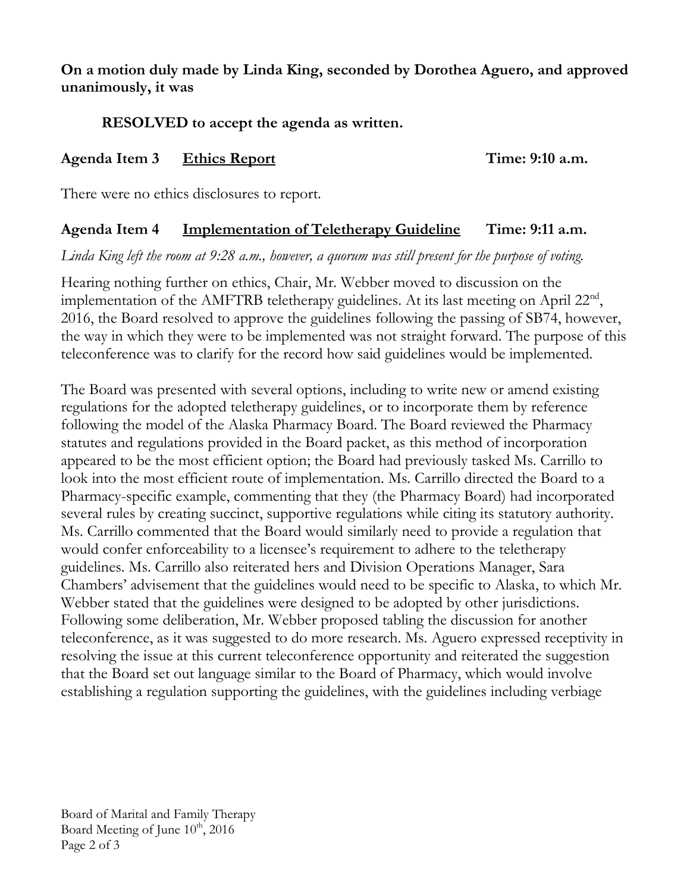**On a motion duly made by Linda King, seconded by Dorothea Aguero, and approved unanimously, it was**

**RESOLVED to accept the agenda as written.**

**Agenda Item 3 Ethics Report Time: 9:10 a.m.**

There were no ethics disclosures to report.

**Agenda Item 4 Implementation of Teletherapy Guideline Time: 9:11 a.m.**

*Linda King left the room at 9:28 a.m., however, a quorum was still present for the purpose of voting.*

Hearing nothing further on ethics, Chair, Mr. Webber moved to discussion on the implementation of the AMFTRB teletherapy guidelines. At its last meeting on April 22nd, 2016, the Board resolved to approve the guidelines following the passing of SB74, however, the way in which they were to be implemented was not straight forward. The purpose of this teleconference was to clarify for the record how said guidelines would be implemented.

The Board was presented with several options, including to write new or amend existing regulations for the adopted teletherapy guidelines, or to incorporate them by reference following the model of the Alaska Pharmacy Board. The Board reviewed the Pharmacy statutes and regulations provided in the Board packet, as this method of incorporation appeared to be the most efficient option; the Board had previously tasked Ms. Carrillo to look into the most efficient route of implementation. Ms. Carrillo directed the Board to a Pharmacy-specific example, commenting that they (the Pharmacy Board) had incorporated several rules by creating succinct, supportive regulations while citing its statutory authority. Ms. Carrillo commented that the Board would similarly need to provide a regulation that would confer enforceability to a licensee's requirement to adhere to the teletherapy guidelines. Ms. Carrillo also reiterated hers and Division Operations Manager, Sara Chambers' advisement that the guidelines would need to be specific to Alaska, to which Mr. Webber stated that the guidelines were designed to be adopted by other jurisdictions. Following some deliberation, Mr. Webber proposed tabling the discussion for another teleconference, as it was suggested to do more research. Ms. Aguero expressed receptivity in resolving the issue at this current teleconference opportunity and reiterated the suggestion that the Board set out language similar to the Board of Pharmacy, which would involve establishing a regulation supporting the guidelines, with the guidelines including verbiage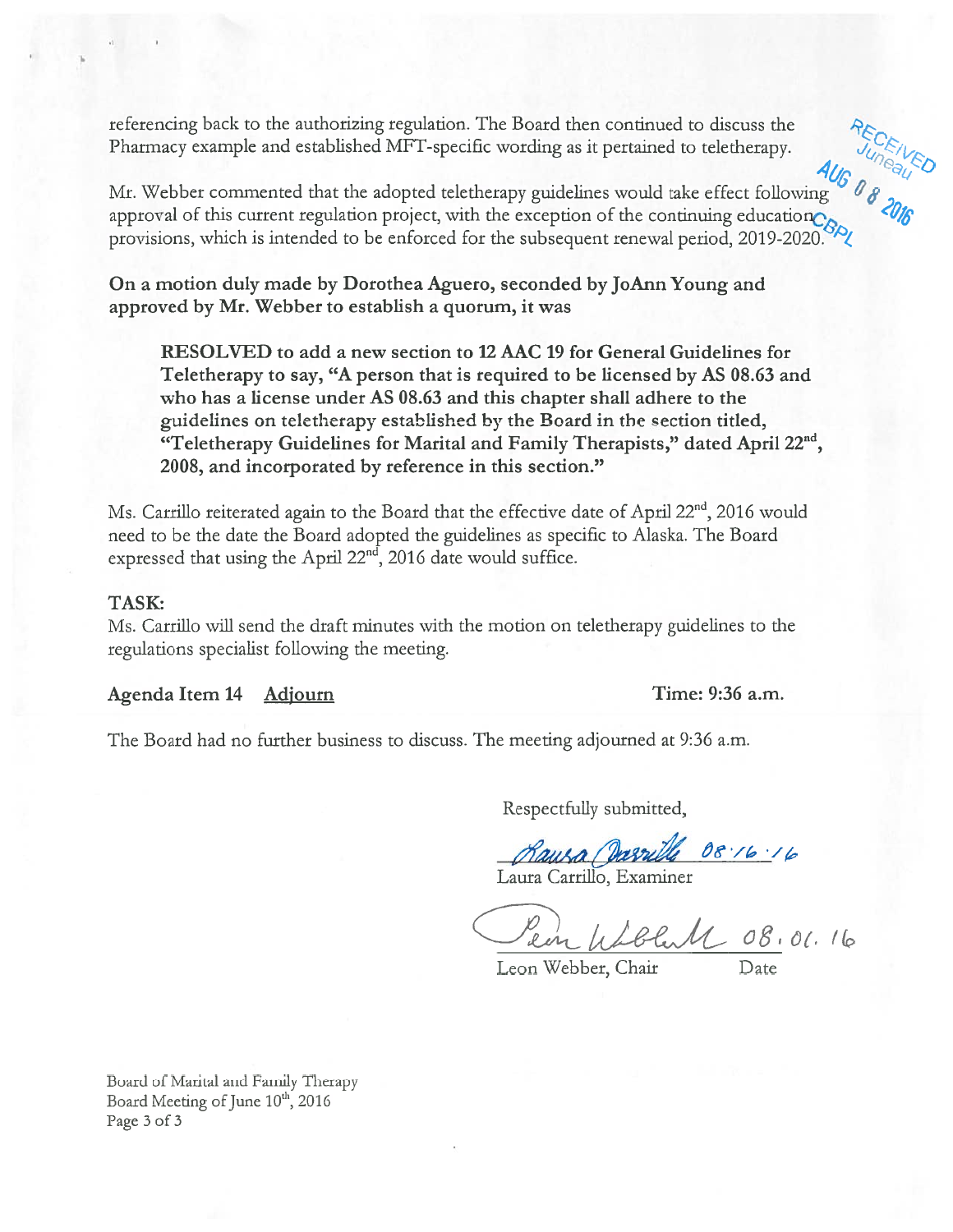referencing back to the authorizing regulation. The Board then continued to discuss the Pharmacy example and established MFT-specific wording as it pertained to teletherapy.

RECEIVED
Juneau
AUG 08 2016
CBPL

Mr. Webber commented that the adopted teletherapy guidelines would take effect following approval of this current regulation project, with the exception of the continuing education provisions, which is intended to be enforced for the subsequent renewal period, 2019-2020.

**On a motion duly made by Dorothea Aguero, seconded by JoAnn Young and approved by Mr. Webber to establish a quorum, it was**

> **RESOLVED to add a new section to 12 AAC 19 for General Guidelines for Teletherapy to say, "A person that is required to be licensed by AS 08.63 and who has a license under AS 08.63 and this chapter shall adhere to the guidelines on teletherapy established by the Board in the section titled, "Teletherapy Guidelines for Marital and Family Therapists," dated April 22nd, 2008, and incorporated by reference in this section."**

Ms. Carrillo reiterated again to the Board that the effective date of April 22nd, 2016 would need to be the date the Board adopted the guidelines as specific to Alaska. The Board expressed that using the April 22nd, 2016 date would suffice.

**TASK:**
Ms. Carrillo will send the draft minutes with the motion on teletherapy guidelines to the regulations specialist following the meeting.

**Agenda Item 14 Adjourn** **Time: 9:36 a.m.**

The Board had no further business to discuss. The meeting adjourned at 9:36 a.m.

Respectfully submitted,

Laura Carrillo 08·16·16
Laura Carrillo, Examiner

Leon Webber 08.01.16
Leon Webber, Chair Date

Board of Marital and Family Therapy
Board Meeting of June 10th, 2016